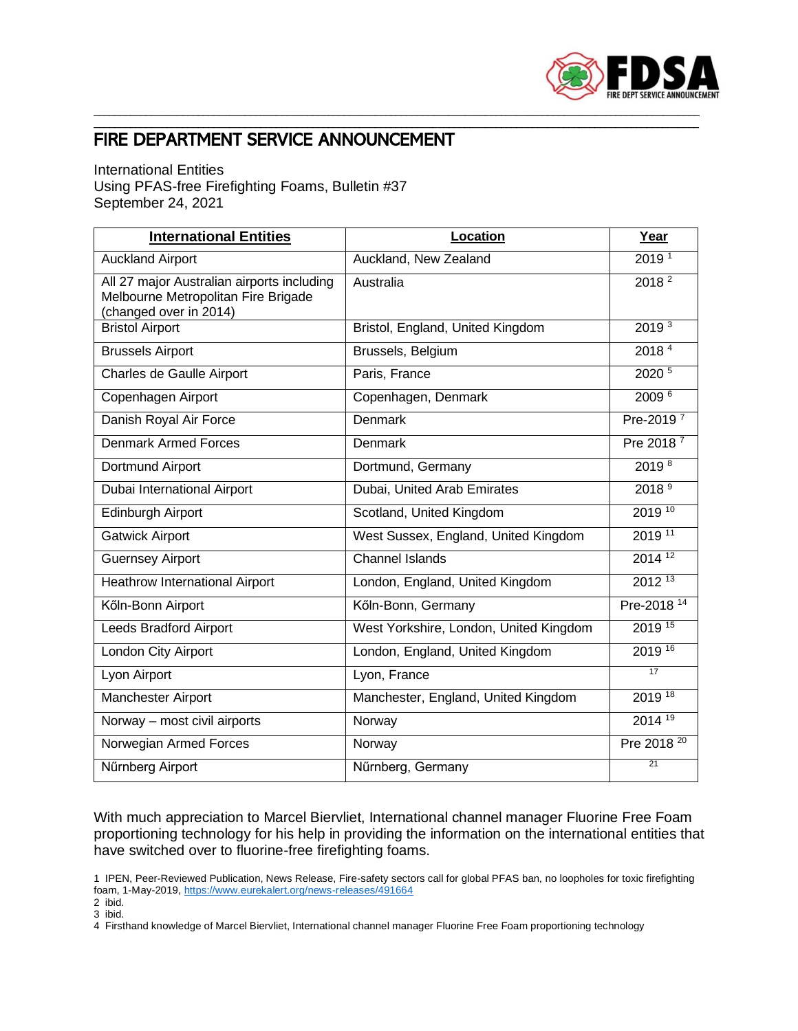# FIRE DEPARTMENT SERVICE ANNOUNCEMENT

International Entities
Using PFAS-free Firefighting Foams, Bulletin #37
September 24, 2021

| **International Entities** | **Location** | **Year** |
|---|---|---|
| Auckland Airport | Auckland, New Zealand | 2019 [1] |
| All 27 major Australian airports including Melbourne Metropolitan Fire Brigade (changed over in 2014) | Australia | 2018 [2] |
| Bristol Airport | Bristol, England, United Kingdom | 2019 [3] |
| Brussels Airport | Brussels, Belgium | 2018 [4] |
| Charles de Gaulle Airport | Paris, France | 2020 [5] |
| Copenhagen Airport | Copenhagen, Denmark | 2009 [6] |
| Danish Royal Air Force | Denmark | Pre-2019 [7] |
| Denmark Armed Forces | Denmark | Pre 2018 [7] |
| Dortmund Airport | Dortmund, Germany | 2019 [8] |
| Dubai International Airport | Dubai, United Arab Emirates | 2018 [9] |
| Edinburgh Airport | Scotland, United Kingdom | 2019 [10] |
| Gatwick Airport | West Sussex, England, United Kingdom | 2019 [11] |
| Guernsey Airport | Channel Islands | 2014 [12] |
| Heathrow International Airport | London, England, United Kingdom | 2012 [13] |
| Kőln-Bonn Airport | Kőln-Bonn, Germany | Pre-2018 [14] |
| Leeds Bradford Airport | West Yorkshire, London, United Kingdom | 2019 [15] |
| London City Airport | London, England, United Kingdom | 2019 [16] |
| Lyon Airport | Lyon, France | [17] |
| Manchester Airport | Manchester, England, United Kingdom | 2019 [18] |
| Norway – most civil airports | Norway | 2014 [19] |
| Norwegian Armed Forces | Norway | Pre 2018 [20] |
| Nűrnberg Airport | Nűrnberg, Germany | [21] |

With much appreciation to Marcel Biervliet, International channel manager Fluorine Free Foam proportioning technology for his help in providing the information on the international entities that have switched over to fluorine-free firefighting foams.

1 IPEN, Peer-Reviewed Publication, News Release, Fire-safety sectors call for global PFAS ban, no loopholes for toxic firefighting foam, 1-May-2019, https://www.eurekalert.org/news-releases/491664
2 ibid.
3 ibid.
4 Firsthand knowledge of Marcel Biervliet, International channel manager Fluorine Free Foam proportioning technology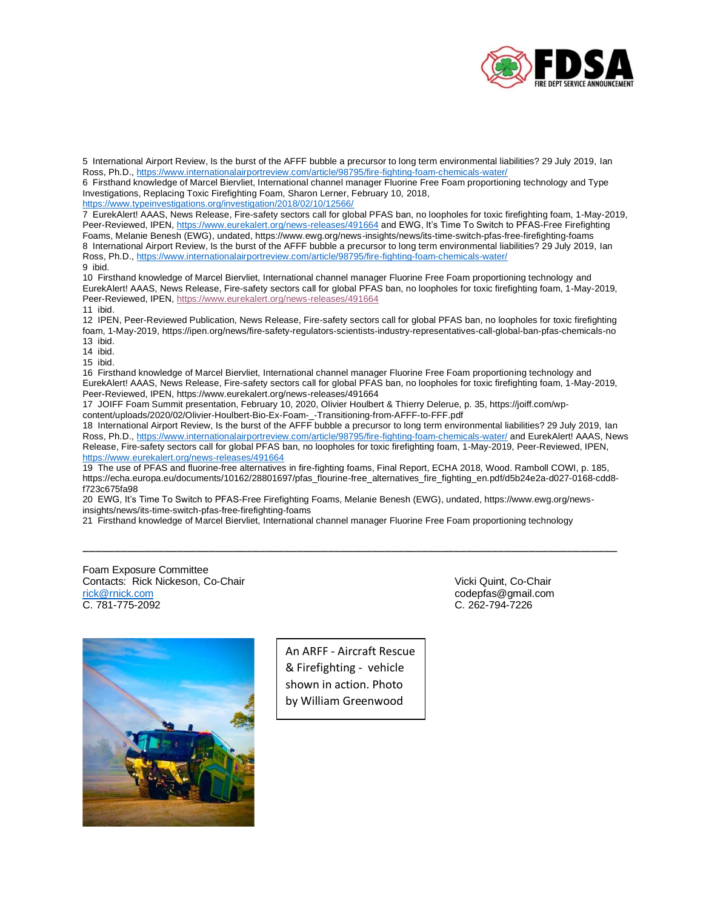5 International Airport Review, Is the burst of the AFFF bubble a precursor to long term environmental liabilities? 29 July 2019, Ian Ross, Ph.D., https://www.internationalairportreview.com/article/98795/fire-fighting-foam-chemicals-water/

6 Firsthand knowledge of Marcel Biervliet, International channel manager Fluorine Free Foam proportioning technology and Type Investigations, Replacing Toxic Firefighting Foam, Sharon Lerner, February 10, 2018, https://www.typeinvestigations.org/investigation/2018/02/10/12566/

7 EurekAlert! AAAS, News Release, Fire-safety sectors call for global PFAS ban, no loopholes for toxic firefighting foam, 1-May-2019, Peer-Reviewed, IPEN, https://www.eurekalert.org/news-releases/491664 and EWG, It's Time To Switch to PFAS-Free Firefighting Foams, Melanie Benesh (EWG), undated, https://www.ewg.org/news-insights/news/its-time-switch-pfas-free-firefighting-foams

8 International Airport Review, Is the burst of the AFFF bubble a precursor to long term environmental liabilities? 29 July 2019, Ian Ross, Ph.D., https://www.internationalairportreview.com/article/98795/fire-fighting-foam-chemicals-water/

9 ibid.

10 Firsthand knowledge of Marcel Biervliet, International channel manager Fluorine Free Foam proportioning technology and EurekAlert! AAAS, News Release, Fire-safety sectors call for global PFAS ban, no loopholes for toxic firefighting foam, 1-May-2019, Peer-Reviewed, IPEN, https://www.eurekalert.org/news-releases/491664

11 ibid.

12 IPEN, Peer-Reviewed Publication, News Release, Fire-safety sectors call for global PFAS ban, no loopholes for toxic firefighting foam, 1-May-2019, https://ipen.org/news/fire-safety-regulators-scientists-industry-representatives-call-global-ban-pfas-chemicals-no

13 ibid.

14 ibid.

15 ibid.

16 Firsthand knowledge of Marcel Biervliet, International channel manager Fluorine Free Foam proportioning technology and EurekAlert! AAAS, News Release, Fire-safety sectors call for global PFAS ban, no loopholes for toxic firefighting foam, 1-May-2019, Peer-Reviewed, IPEN, https://www.eurekalert.org/news-releases/491664

17 JOIFF Foam Summit presentation, February 10, 2020, Olivier Houlbert & Thierry Delerue, p. 35, https://joiff.com/wp-content/uploads/2020/02/Olivier-Houlbert-Bio-Ex-Foam-_-Transitioning-from-AFFF-to-FFF.pdf

18 International Airport Review, Is the burst of the AFFF bubble a precursor to long term environmental liabilities? 29 July 2019, Ian Ross, Ph.D., https://www.internationalairportreview.com/article/98795/fire-fighting-foam-chemicals-water/ and EurekAlert! AAAS, News Release, Fire-safety sectors call for global PFAS ban, no loopholes for toxic firefighting foam, 1-May-2019, Peer-Reviewed, IPEN, https://www.eurekalert.org/news-releases/491664

19 The use of PFAS and fluorine-free alternatives in fire-fighting foams, Final Report, ECHA 2018, Wood. Ramboll COWI, p. 185, https://echa.europa.eu/documents/10162/28801697/pfas_flourine-free_alternatives_fire_fighting_en.pdf/d5b24e2a-d027-0168-cdd8-f723c675fa98

20 EWG, It's Time To Switch to PFAS-Free Firefighting Foams, Melanie Benesh (EWG), undated, https://www.ewg.org/news-insights/news/its-time-switch-pfas-free-firefighting-foams

21 Firsthand knowledge of Marcel Biervliet, International channel manager Fluorine Free Foam proportioning technology

---

Foam Exposure Committee

Contacts: Rick Nickeson, Co-Chair
rick@rnick.com
C. 781-775-2092

Vicki Quint, Co-Chair
codepfas@gmail.com
C. 262-794-7226

An ARFF - Aircraft Rescue & Firefighting - vehicle shown in action. Photo by William Greenwood